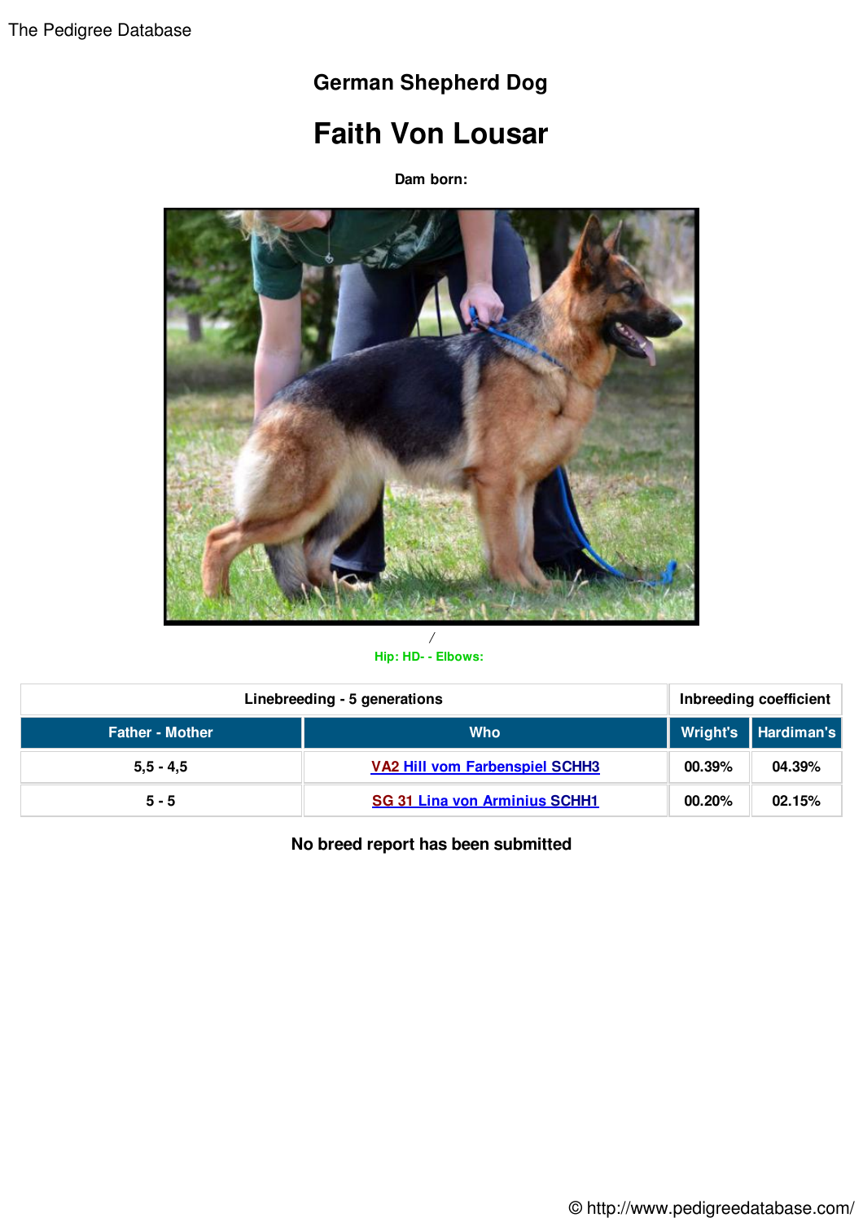# German Shepherd Dog

# Faith Von Lousar

**Dam born:**

/

Hip: HD- - Elbows:

| Linebreeding - 5 generations | | Inbreeding coefficient | |
|---|---|---|---|
| **Father - Mother** | **Who** | **Wright's** | **Hardiman's** |
| 5,5 - 4,5 | VA2 Hill vom Farbenspiel SCHH3 | 00.39% | 04.39% |
| 5 - 5 | SG 31 Lina von Arminius SCHH1 | 00.20% | 02.15% |

**No breed report has been submitted**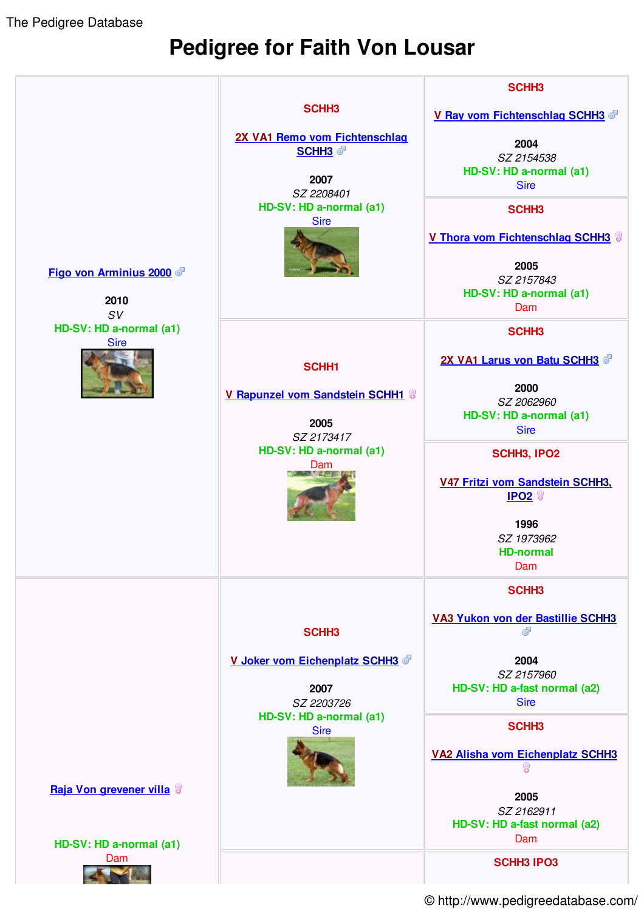The Pedigree Database

# Pedigree for Faith Von Lousar

| Generation 1 | Generation 2 | Generation 3 |
|---|---|---|
| Figo von Arminius 2000 ♂<br>2010<br>*SV*<br>HD-SV: HD a-normal (a1)<br>Sire | SCHH3<br>2X VA1 Remo vom Fichtenschlag SCHH3 ♂<br>2007<br>*SZ 2208401*<br>HD-SV: HD a-normal (a1)<br>Sire | SCHH3<br>V Ray vom Fichtenschlag SCHH3 ♂<br>2004<br>*SZ 2154538*<br>HD-SV: HD a-normal (a1)<br>Sire |
| | | SCHH3<br>V Thora vom Fichtenschlag SCHH3 ♀<br>2005<br>*SZ 2157843*<br>HD-SV: HD a-normal (a1)<br>Dam |
| | SCHH1<br>V Rapunzel vom Sandstein SCHH1 ♀<br>2005<br>*SZ 2173417*<br>HD-SV: HD a-normal (a1)<br>Dam | SCHH3<br>2X VA1 Larus von Batu SCHH3 ♂<br>2000<br>*SZ 2062960*<br>HD-SV: HD a-normal (a1)<br>Sire |
| | | SCHH3, IPO2<br>V47 Fritzi vom Sandstein SCHH3, IPO2 ♀<br>1996<br>*SZ 1973962*<br>HD-normal<br>Dam |
| Raja Von grevener villa ♀<br>HD-SV: HD a-normal (a1)<br>Dam | SCHH3<br>V Joker vom Eichenplatz SCHH3 ♂<br>2007<br>*SZ 2203726*<br>HD-SV: HD a-normal (a1)<br>Sire | SCHH3<br>VA3 Yukon von der Bastillie SCHH3 ♂<br>2004<br>*SZ 2157960*<br>HD-SV: HD a-fast normal (a2)<br>Sire |
| | | SCHH3<br>VA2 Alisha vom Eichenplatz SCHH3 ♀<br>2005<br>*SZ 2162911*<br>HD-SV: HD a-fast normal (a2)<br>Dam |
| | | SCHH3 IPO3 |

© http://www.pedigreedatabase.com/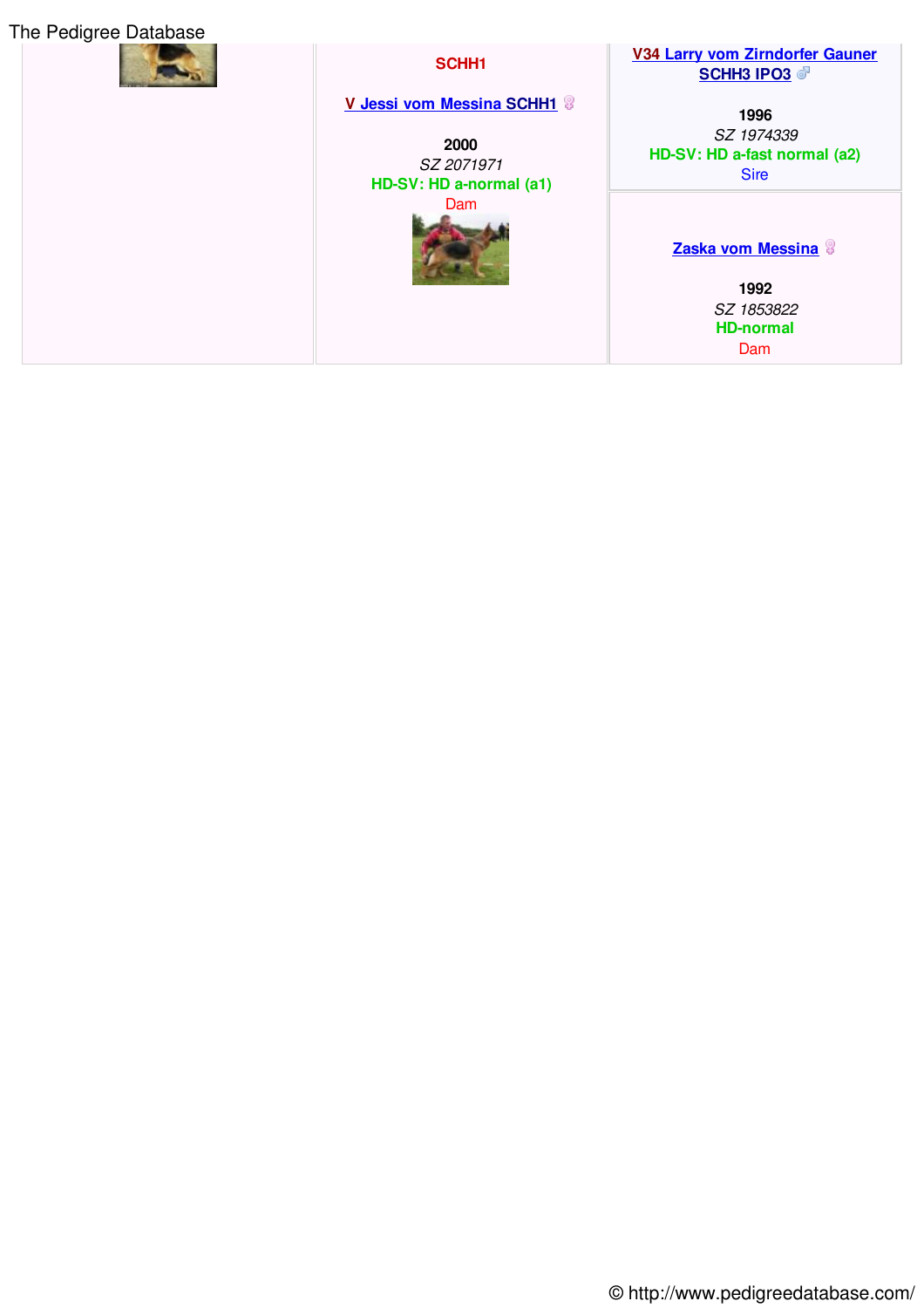| | | |
|---|---|---|
| | SCHH1<br><br>V Jessi vom Messina SCHH1<br><br>**2000**<br>*SZ 2071971*<br>**HD-SV: HD a-normal (a1)**<br>Dam | V34 Larry vom Zirndorfer Gauner SCHH3 IPO3<br><br>**1996**<br>*SZ 1974339*<br>**HD-SV: HD a-fast normal (a2)**<br>Sire |
| | | Zaska vom Messina<br><br>**1992**<br>*SZ 1853822*<br>**HD-normal**<br>Dam |